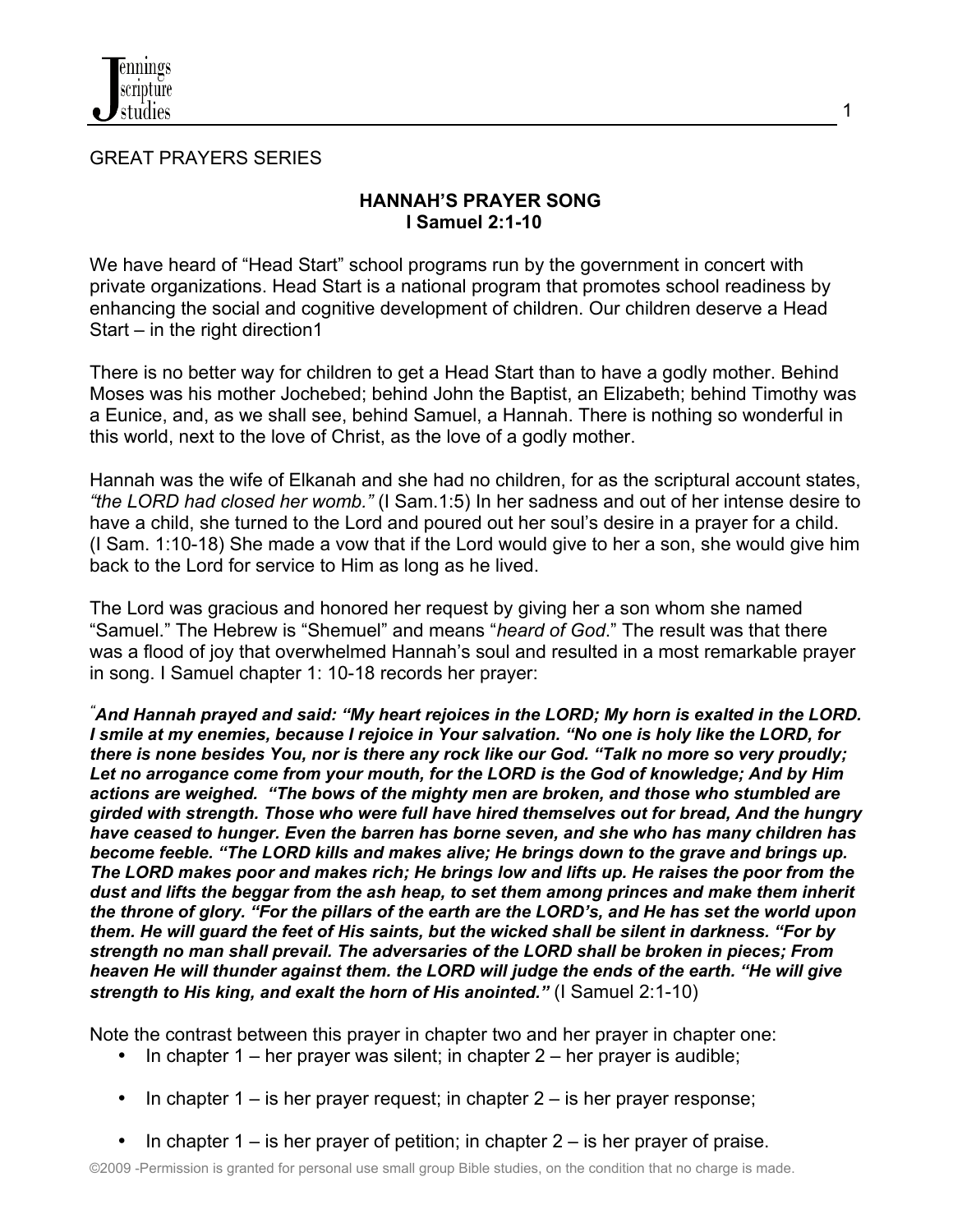GREAT PRAYERS SERIES

**HANNAH'S PRAYER SONG**
**I Samuel 2:1-10**

We have heard of "Head Start" school programs run by the government in concert with private organizations. Head Start is a national program that promotes school readiness by enhancing the social and cognitive development of children. Our children deserve a Head Start – in the right direction1

There is no better way for children to get a Head Start than to have a godly mother. Behind Moses was his mother Jochebed; behind John the Baptist, an Elizabeth; behind Timothy was a Eunice, and, as we shall see, behind Samuel, a Hannah. There is nothing so wonderful in this world, next to the love of Christ, as the love of a godly mother.

Hannah was the wife of Elkanah and she had no children, for as the scriptural account states, *"the LORD had closed her womb."* (I Sam.1:5) In her sadness and out of her intense desire to have a child, she turned to the Lord and poured out her soul's desire in a prayer for a child. (I Sam. 1:10-18) She made a vow that if the Lord would give to her a son, she would give him back to the Lord for service to Him as long as he lived.

The Lord was gracious and honored her request by giving her a son whom she named "Samuel." The Hebrew is "Shemuel" and means "*heard of God*." The result was that there was a flood of joy that overwhelmed Hannah's soul and resulted in a most remarkable prayer in song. I Samuel chapter 1: 10-18 records her prayer:

***"And Hannah prayed and said: "My heart rejoices in the LORD; My horn is exalted in the LORD. I smile at my enemies, because I rejoice in Your salvation. "No one is holy like the LORD, for there is none besides You, nor is there any rock like our God. "Talk no more so very proudly; Let no arrogance come from your mouth, for the LORD is the God of knowledge; And by Him actions are weighed. "The bows of the mighty men are broken, and those who stumbled are girded with strength. Those who were full have hired themselves out for bread, And the hungry have ceased to hunger. Even the barren has borne seven, and she who has many children has become feeble. "The LORD kills and makes alive; He brings down to the grave and brings up. The LORD makes poor and makes rich; He brings low and lifts up. He raises the poor from the dust and lifts the beggar from the ash heap, to set them among princes and make them inherit the throne of glory. "For the pillars of the earth are the LORD's, and He has set the world upon them. He will guard the feet of His saints, but the wicked shall be silent in darkness. "For by strength no man shall prevail. The adversaries of the LORD shall be broken in pieces; From heaven He will thunder against them. the LORD will judge the ends of the earth. "He will give strength to His king, and exalt the horn of His anointed."*** (I Samuel 2:1-10)

Note the contrast between this prayer in chapter two and her prayer in chapter one:

- In chapter 1 – her prayer was silent; in chapter 2 – her prayer is audible;
- In chapter 1 – is her prayer request; in chapter 2 – is her prayer response;
- In chapter 1 – is her prayer of petition; in chapter 2 – is her prayer of praise.

©2009 -Permission is granted for personal use small group Bible studies, on the condition that no charge is made.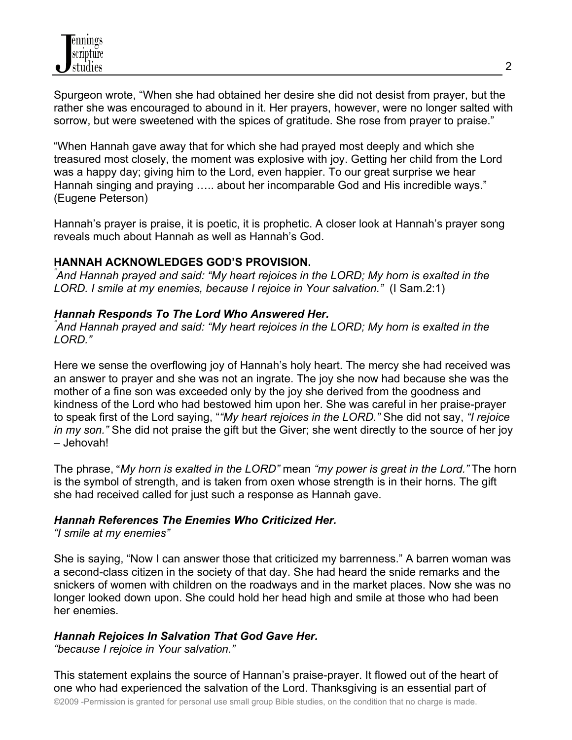Spurgeon wrote, “When she had obtained her desire she did not desist from prayer, but the rather she was encouraged to abound in it. Her prayers, however, were no longer salted with sorrow, but were sweetened with the spices of gratitude. She rose from prayer to praise.”

“When Hannah gave away that for which she had prayed most deeply and which she treasured most closely, the moment was explosive with joy. Getting her child from the Lord was a happy day; giving him to the Lord, even happier. To our great surprise we hear Hannah singing and praying ….. about her incomparable God and His incredible ways.” (Eugene Peterson)

Hannah’s prayer is praise, it is poetic, it is prophetic. A closer look at Hannah’s prayer song reveals much about Hannah as well as Hannah’s God.

**HANNAH ACKNOWLEDGES GOD’S PROVISION.**

*“And Hannah prayed and said: “My heart rejoices in the LORD; My horn is exalted in the LORD. I smile at my enemies, because I rejoice in Your salvation.”* (I Sam.2:1)

***Hannah Responds To The Lord Who Answered Her.***

*“And Hannah prayed and said: “My heart rejoices in the LORD; My horn is exalted in the LORD.”*

Here we sense the overflowing joy of Hannah’s holy heart. The mercy she had received was an answer to prayer and she was not an ingrate. The joy she now had because she was the mother of a fine son was exceeded only by the joy she derived from the goodness and kindness of the Lord who had bestowed him upon her. She was careful in her praise-prayer to speak first of the Lord saying, “*“My heart rejoices in the LORD.”* She did not say, *“I rejoice in my son.”* She did not praise the gift but the Giver; she went directly to the source of her joy – Jehovah!

The phrase, “*My horn is exalted in the LORD”* mean *“my power is great in the Lord.”* The horn is the symbol of strength, and is taken from oxen whose strength is in their horns. The gift she had received called for just such a response as Hannah gave.

***Hannah References The Enemies Who Criticized Her.***

*“I smile at my enemies”*

She is saying, “Now I can answer those that criticized my barrenness.” A barren woman was a second-class citizen in the society of that day. She had heard the snide remarks and the snickers of women with children on the roadways and in the market places. Now she was no longer looked down upon. She could hold her head high and smile at those who had been her enemies.

***Hannah Rejoices In Salvation That God Gave Her.***

*“because I rejoice in Your salvation.”*

This statement explains the source of Hannan’s praise-prayer. It flowed out of the heart of one who had experienced the salvation of the Lord. Thanksgiving is an essential part of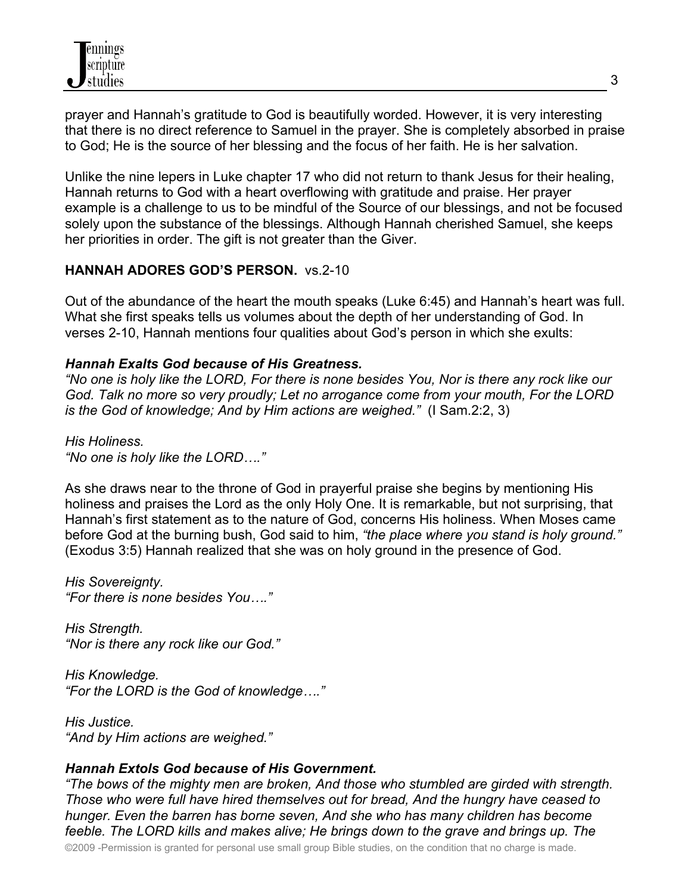prayer and Hannah's gratitude to God is beautifully worded. However, it is very interesting that there is no direct reference to Samuel in the prayer. She is completely absorbed in praise to God; He is the source of her blessing and the focus of her faith. He is her salvation.

Unlike the nine lepers in Luke chapter 17 who did not return to thank Jesus for their healing, Hannah returns to God with a heart overflowing with gratitude and praise. Her prayer example is a challenge to us to be mindful of the Source of our blessings, and not be focused solely upon the substance of the blessings. Although Hannah cherished Samuel, she keeps her priorities in order. The gift is not greater than the Giver.

**HANNAH ADORES GOD'S PERSON.** vs.2-10

Out of the abundance of the heart the mouth speaks (Luke 6:45) and Hannah's heart was full. What she first speaks tells us volumes about the depth of her understanding of God. In verses 2-10, Hannah mentions four qualities about God's person in which she exults:

***Hannah Exalts God because of His Greatness.***
*"No one is holy like the LORD, For there is none besides You, Nor is there any rock like our God. Talk no more so very proudly; Let no arrogance come from your mouth, For the LORD is the God of knowledge; And by Him actions are weighed."* (I Sam.2:2, 3)

*His Holiness.*
*"No one is holy like the LORD…."*

As she draws near to the throne of God in prayerful praise she begins by mentioning His holiness and praises the Lord as the only Holy One. It is remarkable, but not surprising, that Hannah's first statement as to the nature of God, concerns His holiness. When Moses came before God at the burning bush, God said to him, *"the place where you stand is holy ground."* (Exodus 3:5) Hannah realized that she was on holy ground in the presence of God.

*His Sovereignty.*
*"For there is none besides You…."*

*His Strength.*
*"Nor is there any rock like our God."*

*His Knowledge.*
*"For the LORD is the God of knowledge…."*

*His Justice.*
*"And by Him actions are weighed."*

***Hannah Extols God because of His Government.***
*"The bows of the mighty men are broken, And those who stumbled are girded with strength. Those who were full have hired themselves out for bread, And the hungry have ceased to hunger. Even the barren has borne seven, And she who has many children has become feeble. The LORD kills and makes alive; He brings down to the grave and brings up. The*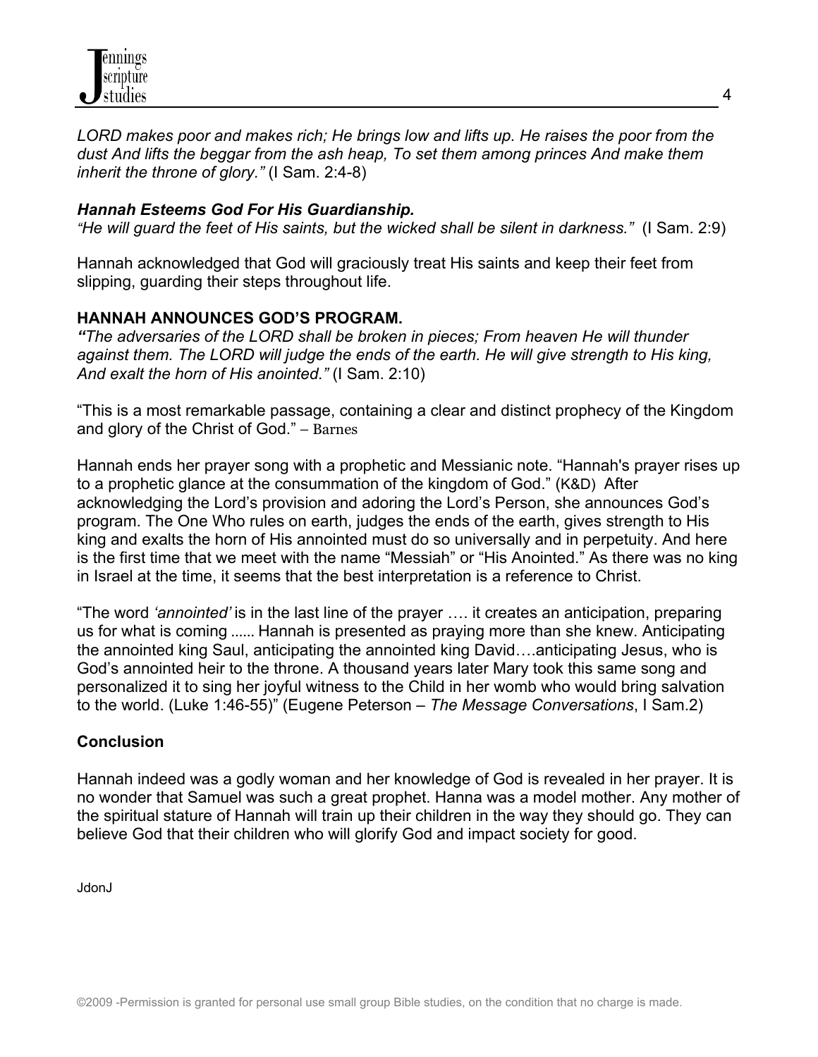*LORD makes poor and makes rich; He brings low and lifts up. He raises the poor from the dust And lifts the beggar from the ash heap, To set them among princes And make them inherit the throne of glory."* (I Sam. 2:4-8)

***Hannah Esteems God For His Guardianship.***

*"He will guard the feet of His saints, but the wicked shall be silent in darkness."* (I Sam. 2:9)

Hannah acknowledged that God will graciously treat His saints and keep their feet from slipping, guarding their steps throughout life.

**HANNAH ANNOUNCES GOD'S PROGRAM.**

***"****The adversaries of the LORD shall be broken in pieces; From heaven He will thunder against them. The LORD will judge the ends of the earth. He will give strength to His king, And exalt the horn of His anointed."* (I Sam. 2:10)

"This is a most remarkable passage, containing a clear and distinct prophecy of the Kingdom and glory of the Christ of God." – Barnes

Hannah ends her prayer song with a prophetic and Messianic note. "Hannah's prayer rises up to a prophetic glance at the consummation of the kingdom of God." (K&D) After acknowledging the Lord's provision and adoring the Lord's Person, she announces God's program. The One Who rules on earth, judges the ends of the earth, gives strength to His king and exalts the horn of His annointed must do so universally and in perpetuity. And here is the first time that we meet with the name "Messiah" or "His Anointed." As there was no king in Israel at the time, it seems that the best interpretation is a reference to Christ.

"The word *'annointed'* is in the last line of the prayer …. it creates an anticipation, preparing us for what is coming …… Hannah is presented as praying more than she knew. Anticipating the annointed king Saul, anticipating the annointed king David….anticipating Jesus, who is God's annointed heir to the throne. A thousand years later Mary took this same song and personalized it to sing her joyful witness to the Child in her womb who would bring salvation to the world. (Luke 1:46-55)" (Eugene Peterson – *The Message Conversations*, I Sam.2)

**Conclusion**

Hannah indeed was a godly woman and her knowledge of God is revealed in her prayer. It is no wonder that Samuel was such a great prophet. Hanna was a model mother. Any mother of the spiritual stature of Hannah will train up their children in the way they should go. They can believe God that their children who will glorify God and impact society for good.

JdonJ

©2009 -Permission is granted for personal use small group Bible studies, on the condition that no charge is made.